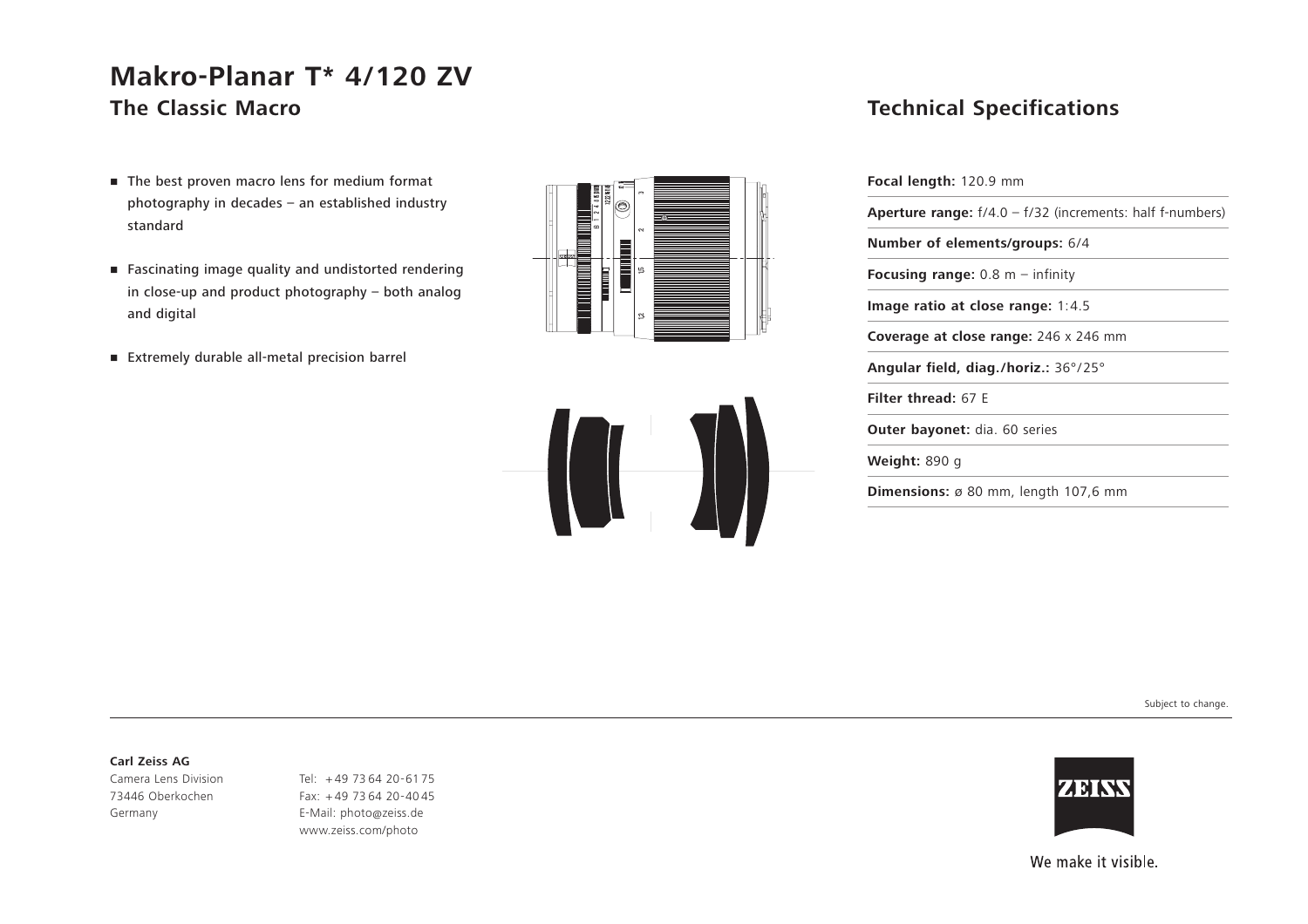# Makro-Planar T* 4/120 ZV

## The Classic Macro

- The best proven macro lens for medium format photography in decades – an established industry standard
- Fascinating image quality and undistorted rendering in close-up and product photography – both analog and digital
- Extremely durable all-metal precision barrel

## Technical Specifications

**Focal length:** 120.9 mm

**Aperture range:** f/4.0 – f/32 (increments: half f-numbers)

**Number of elements/groups:** 6/4

**Focusing range:** 0.8 m – infinity

**Image ratio at close range:** 1:4.5

**Coverage at close range:** 246 x 246 mm

**Angular field, diag./horiz.:** 36°/25°

**Filter thread:** 67 E

**Outer bayonet:** dia. 60 series

**Weight:** 890 g

**Dimensions:** ø 80 mm, length 107,6 mm

Subject to change.

**Carl Zeiss AG**
Camera Lens Division
73446 Oberkochen
Germany

Tel: +49 73 64 20-61 75
Fax: +49 73 64 20-40 45
E-Mail: photo@zeiss.de
www.zeiss.com/photo

ZEISS

We make it visible.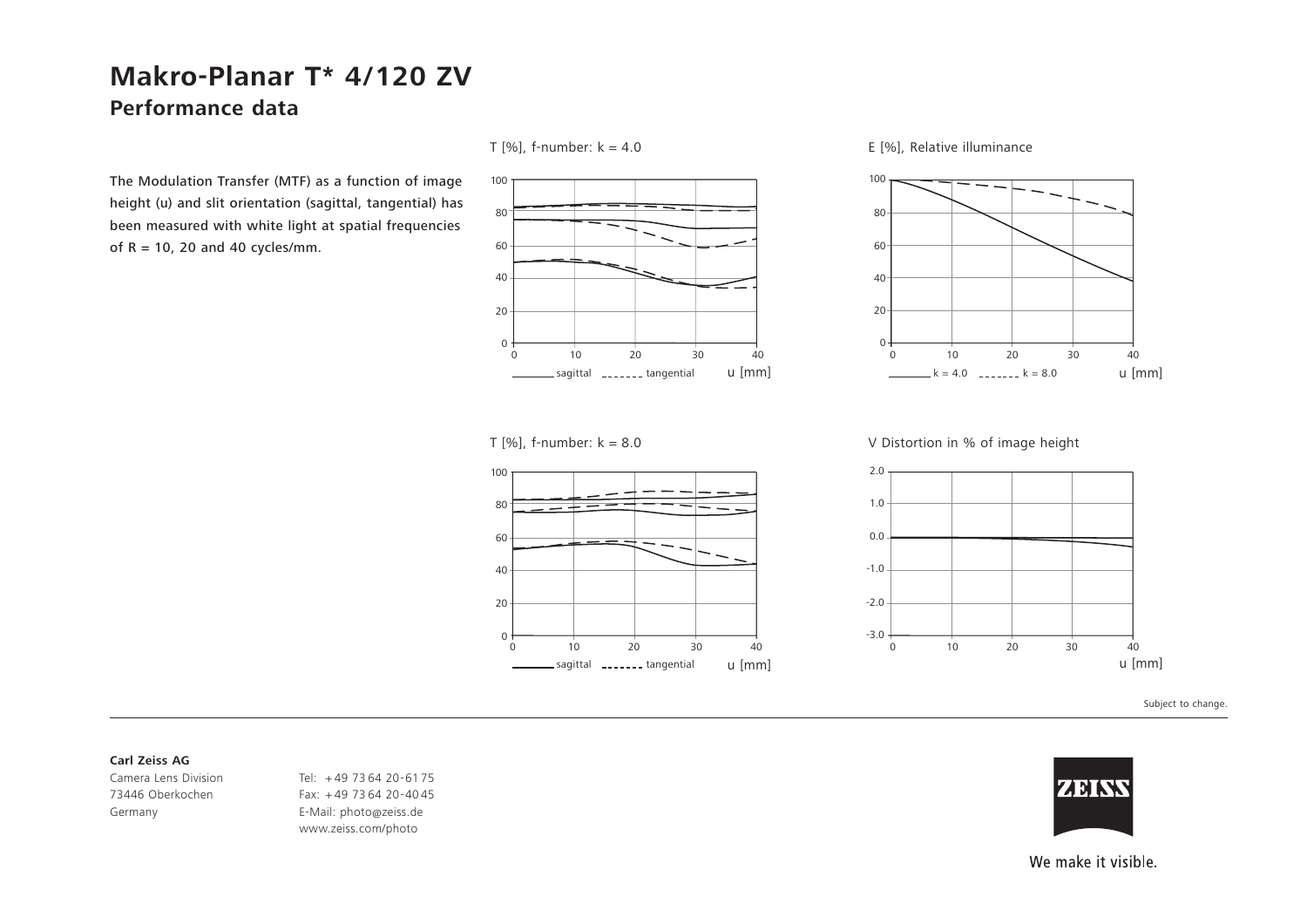# Makro-Planar T* 4/120 ZV

## Performance data

The Modulation Transfer (MTF) as a function of image height (u) and slit orientation (sagittal, tangential) has been measured with white light at spatial frequencies of R = 10, 20 and 40 cycles/mm.

T [%], f-number: k = 4.0

100
80
60
40
20
0
0 10 20 30 40
sagittal tangential u [mm]

E [%], Relative illuminance

100
80
60
40
20
0
0 10 20 30 40
k = 4.0 k = 8.0 u [mm]

T [%], f-number: k = 8.0

100
80
60
40
20
0
0 10 20 30 40
sagittal tangential u [mm]

V Distortion in % of image height

2.0
1.0
0.0
-1.0
-2.0
-3.0
0 10 20 30 40
u [mm]

Subject to change.

**Carl Zeiss AG**
Camera Lens Division
73446 Oberkochen
Germany

Tel: +49 73 64 20-61 75
Fax: +49 73 64 20-40 45
E-Mail: photo@zeiss.de
www.zeiss.com/photo

ZEISS

We make it visible.